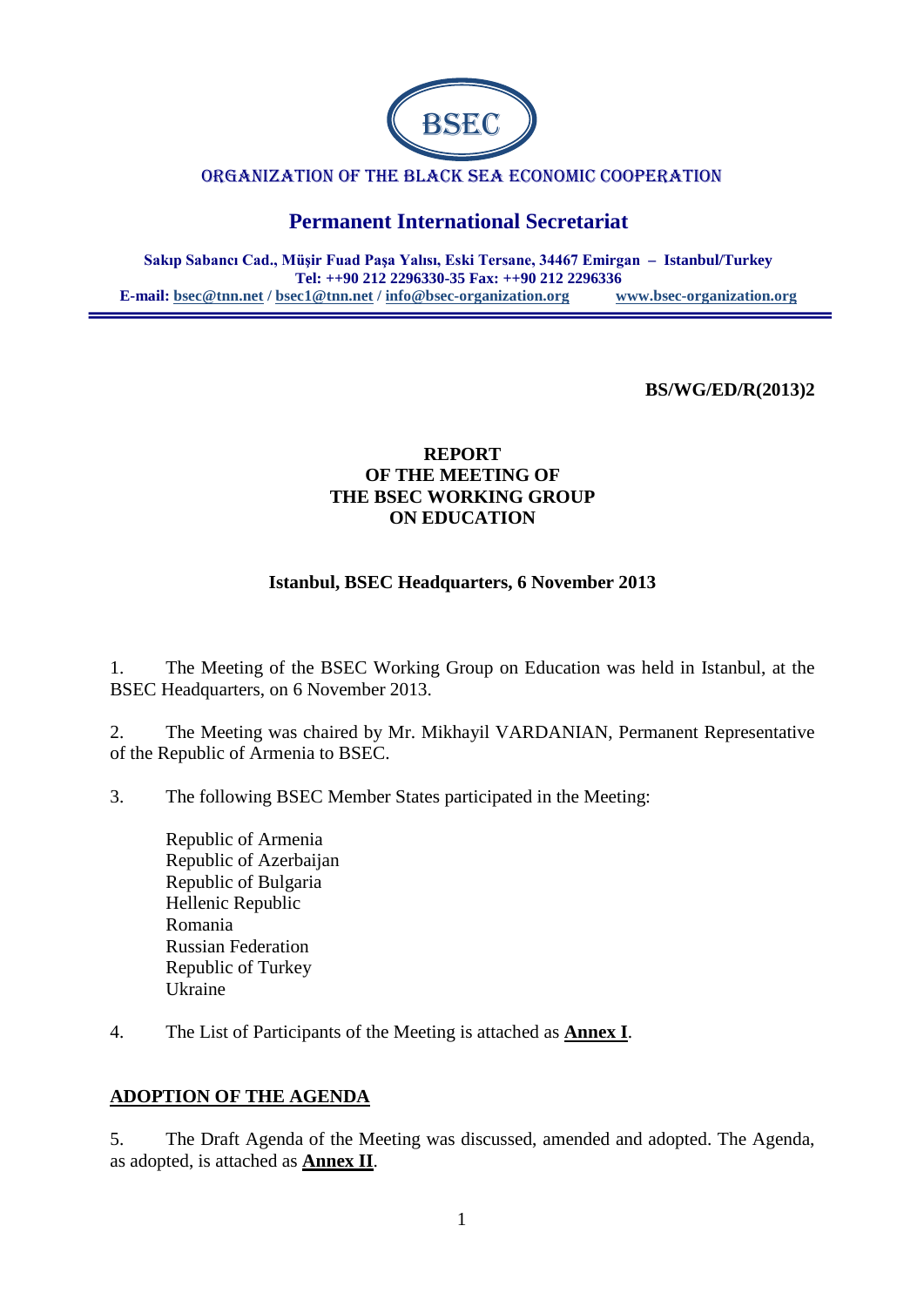BSEC

ORGANIZATION OF THE BLACK SEA ECONOMIC COOPERATION

## Permanent International Secretariat

**Sakıp Sabancı Cad., Müşir Fuad Paşa Yalısı, Eski Tersane, 34467 Emirgan – Istanbul/Turkey**
**Tel: ++90 212 2296330-35 Fax: ++90 212 2296336**
**E-mail: bsec@tnn.net / bsec1@tnn.net / info@bsec-organization.org www.bsec-organization.org**

**BS/WG/ED/R(2013)2**

# REPORT OF THE MEETING OF THE BSEC WORKING GROUP ON EDUCATION

**Istanbul, BSEC Headquarters, 6 November 2013**

1. The Meeting of the BSEC Working Group on Education was held in Istanbul, at the BSEC Headquarters, on 6 November 2013.

2. The Meeting was chaired by Mr. Mikhayil VARDANIAN, Permanent Representative of the Republic of Armenia to BSEC.

3. The following BSEC Member States participated in the Meeting:

   Republic of Armenia
   Republic of Azerbaijan
   Republic of Bulgaria
   Hellenic Republic
   Romania
   Russian Federation
   Republic of Turkey
   Ukraine

4. The List of Participants of the Meeting is attached as **Annex I**.

## ADOPTION OF THE AGENDA

5. The Draft Agenda of the Meeting was discussed, amended and adopted. The Agenda, as adopted, is attached as **Annex II**.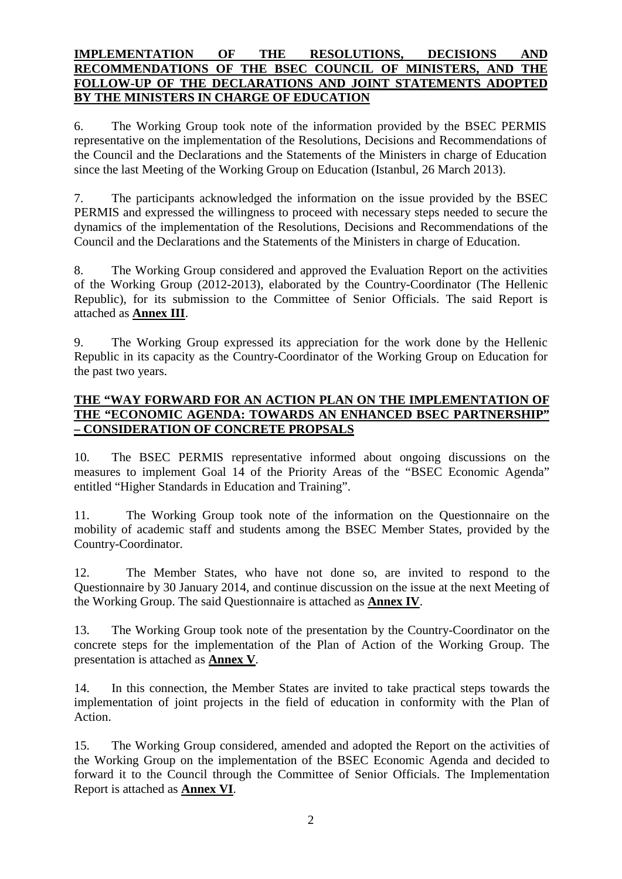**IMPLEMENTATION OF THE RESOLUTIONS, DECISIONS AND RECOMMENDATIONS OF THE BSEC COUNCIL OF MINISTERS, AND THE FOLLOW-UP OF THE DECLARATIONS AND JOINT STATEMENTS ADOPTED BY THE MINISTERS IN CHARGE OF EDUCATION**

6. The Working Group took note of the information provided by the BSEC PERMIS representative on the implementation of the Resolutions, Decisions and Recommendations of the Council and the Declarations and the Statements of the Ministers in charge of Education since the last Meeting of the Working Group on Education (Istanbul, 26 March 2013).

7. The participants acknowledged the information on the issue provided by the BSEC PERMIS and expressed the willingness to proceed with necessary steps needed to secure the dynamics of the implementation of the Resolutions, Decisions and Recommendations of the Council and the Declarations and the Statements of the Ministers in charge of Education.

8. The Working Group considered and approved the Evaluation Report on the activities of the Working Group (2012-2013), elaborated by the Country-Coordinator (The Hellenic Republic), for its submission to the Committee of Senior Officials. The said Report is attached as **Annex III**.

9. The Working Group expressed its appreciation for the work done by the Hellenic Republic in its capacity as the Country-Coordinator of the Working Group on Education for the past two years.

**THE "WAY FORWARD FOR AN ACTION PLAN ON THE IMPLEMENTATION OF THE "ECONOMIC AGENDA: TOWARDS AN ENHANCED BSEC PARTNERSHIP" – CONSIDERATION OF CONCRETE PROPSALS**

10. The BSEC PERMIS representative informed about ongoing discussions on the measures to implement Goal 14 of the Priority Areas of the "BSEC Economic Agenda" entitled "Higher Standards in Education and Training".

11. The Working Group took note of the information on the Questionnaire on the mobility of academic staff and students among the BSEC Member States, provided by the Country-Coordinator.

12. The Member States, who have not done so, are invited to respond to the Questionnaire by 30 January 2014, and continue discussion on the issue at the next Meeting of the Working Group. The said Questionnaire is attached as **Annex IV**.

13. The Working Group took note of the presentation by the Country-Coordinator on the concrete steps for the implementation of the Plan of Action of the Working Group. The presentation is attached as **Annex V**.

14. In this connection, the Member States are invited to take practical steps towards the implementation of joint projects in the field of education in conformity with the Plan of Action.

15. The Working Group considered, amended and adopted the Report on the activities of the Working Group on the implementation of the BSEC Economic Agenda and decided to forward it to the Council through the Committee of Senior Officials. The Implementation Report is attached as **Annex VI**.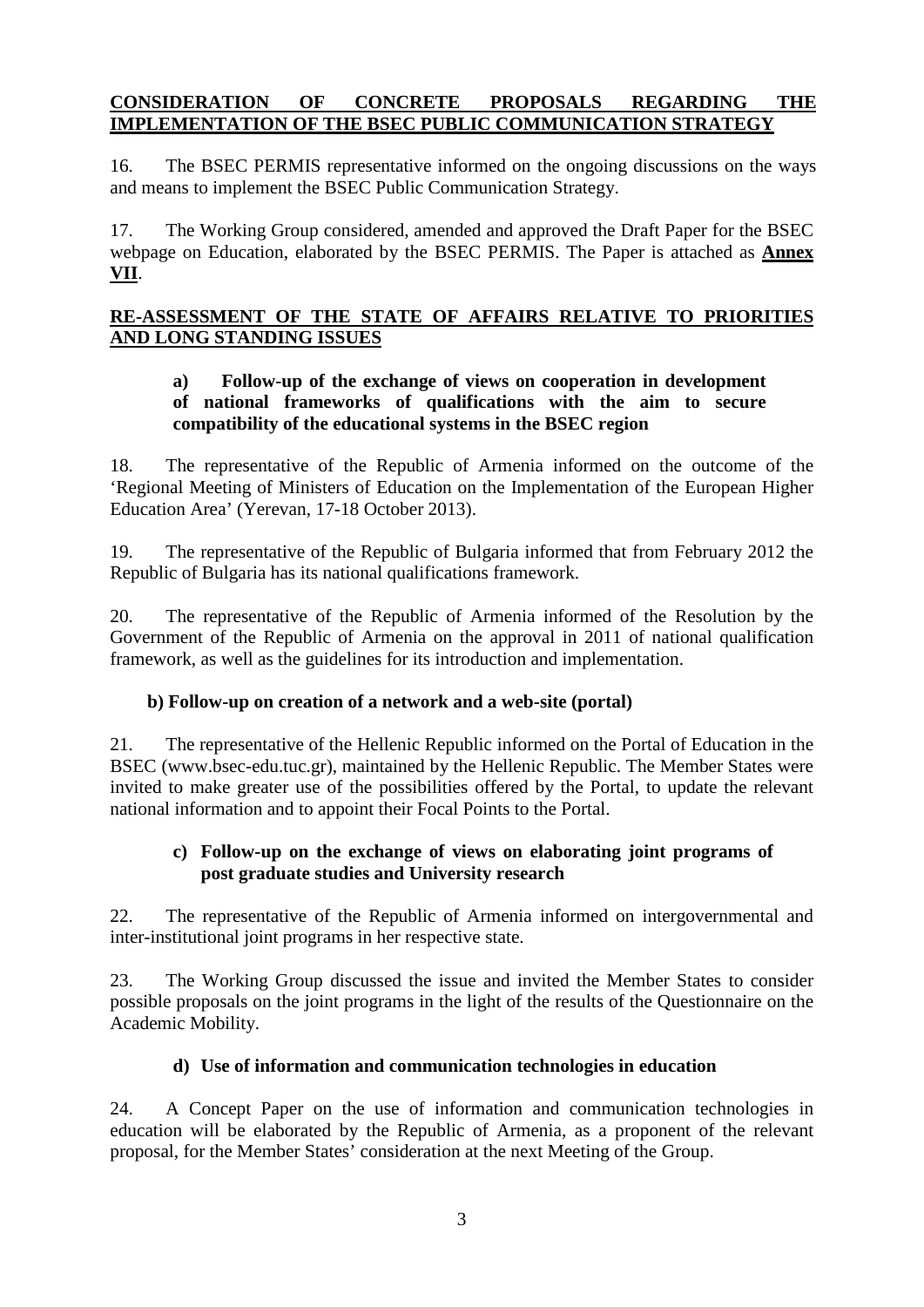**CONSIDERATION OF CONCRETE PROPOSALS REGARDING THE IMPLEMENTATION OF THE BSEC PUBLIC COMMUNICATION STRATEGY**

16. The BSEC PERMIS representative informed on the ongoing discussions on the ways and means to implement the BSEC Public Communication Strategy.

17. The Working Group considered, amended and approved the Draft Paper for the BSEC webpage on Education, elaborated by the BSEC PERMIS. The Paper is attached as **Annex VII**.

**RE-ASSESSMENT OF THE STATE OF AFFAIRS RELATIVE TO PRIORITIES AND LONG STANDING ISSUES**

**a) Follow-up of the exchange of views on cooperation in development of national frameworks of qualifications with the aim to secure compatibility of the educational systems in the BSEC region**

18. The representative of the Republic of Armenia informed on the outcome of the 'Regional Meeting of Ministers of Education on the Implementation of the European Higher Education Area' (Yerevan, 17-18 October 2013).

19. The representative of the Republic of Bulgaria informed that from February 2012 the Republic of Bulgaria has its national qualifications framework.

20. The representative of the Republic of Armenia informed of the Resolution by the Government of the Republic of Armenia on the approval in 2011 of national qualification framework, as well as the guidelines for its introduction and implementation.

**b) Follow-up on creation of a network and a web-site (portal)**

21. The representative of the Hellenic Republic informed on the Portal of Education in the BSEC (www.bsec-edu.tuc.gr), maintained by the Hellenic Republic. The Member States were invited to make greater use of the possibilities offered by the Portal, to update the relevant national information and to appoint their Focal Points to the Portal.

**c) Follow-up on the exchange of views on elaborating joint programs of post graduate studies and University research**

22. The representative of the Republic of Armenia informed on intergovernmental and inter-institutional joint programs in her respective state.

23. The Working Group discussed the issue and invited the Member States to consider possible proposals on the joint programs in the light of the results of the Questionnaire on the Academic Mobility.

**d) Use of information and communication technologies in education**

24. A Concept Paper on the use of information and communication technologies in education will be elaborated by the Republic of Armenia, as a proponent of the relevant proposal, for the Member States' consideration at the next Meeting of the Group.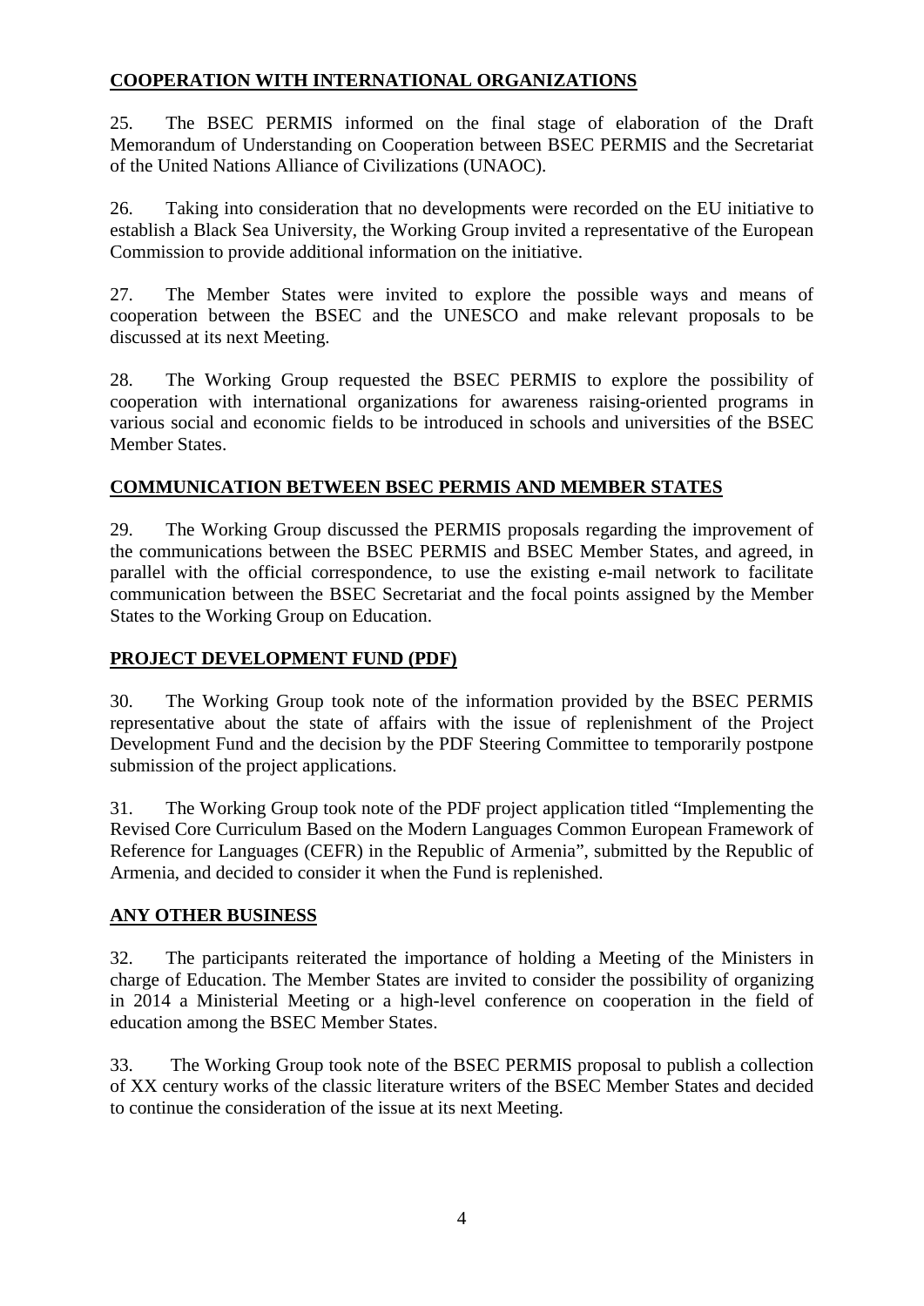## **COOPERATION WITH INTERNATIONAL ORGANIZATIONS**

25. The BSEC PERMIS informed on the final stage of elaboration of the Draft Memorandum of Understanding on Cooperation between BSEC PERMIS and the Secretariat of the United Nations Alliance of Civilizations (UNAOC).

26. Taking into consideration that no developments were recorded on the EU initiative to establish a Black Sea University, the Working Group invited a representative of the European Commission to provide additional information on the initiative.

27. The Member States were invited to explore the possible ways and means of cooperation between the BSEC and the UNESCO and make relevant proposals to be discussed at its next Meeting.

28. The Working Group requested the BSEC PERMIS to explore the possibility of cooperation with international organizations for awareness raising-oriented programs in various social and economic fields to be introduced in schools and universities of the BSEC Member States.

## **COMMUNICATION BETWEEN BSEC PERMIS AND MEMBER STATES**

29. The Working Group discussed the PERMIS proposals regarding the improvement of the communications between the BSEC PERMIS and BSEC Member States, and agreed, in parallel with the official correspondence, to use the existing e-mail network to facilitate communication between the BSEC Secretariat and the focal points assigned by the Member States to the Working Group on Education.

## **PROJECT DEVELOPMENT FUND (PDF)**

30. The Working Group took note of the information provided by the BSEC PERMIS representative about the state of affairs with the issue of replenishment of the Project Development Fund and the decision by the PDF Steering Committee to temporarily postpone submission of the project applications.

31. The Working Group took note of the PDF project application titled "Implementing the Revised Core Curriculum Based on the Modern Languages Common European Framework of Reference for Languages (CEFR) in the Republic of Armenia", submitted by the Republic of Armenia, and decided to consider it when the Fund is replenished.

## **ANY OTHER BUSINESS**

32. The participants reiterated the importance of holding a Meeting of the Ministers in charge of Education. The Member States are invited to consider the possibility of organizing in 2014 a Ministerial Meeting or a high-level conference on cooperation in the field of education among the BSEC Member States.

33. The Working Group took note of the BSEC PERMIS proposal to publish a collection of XX century works of the classic literature writers of the BSEC Member States and decided to continue the consideration of the issue at its next Meeting.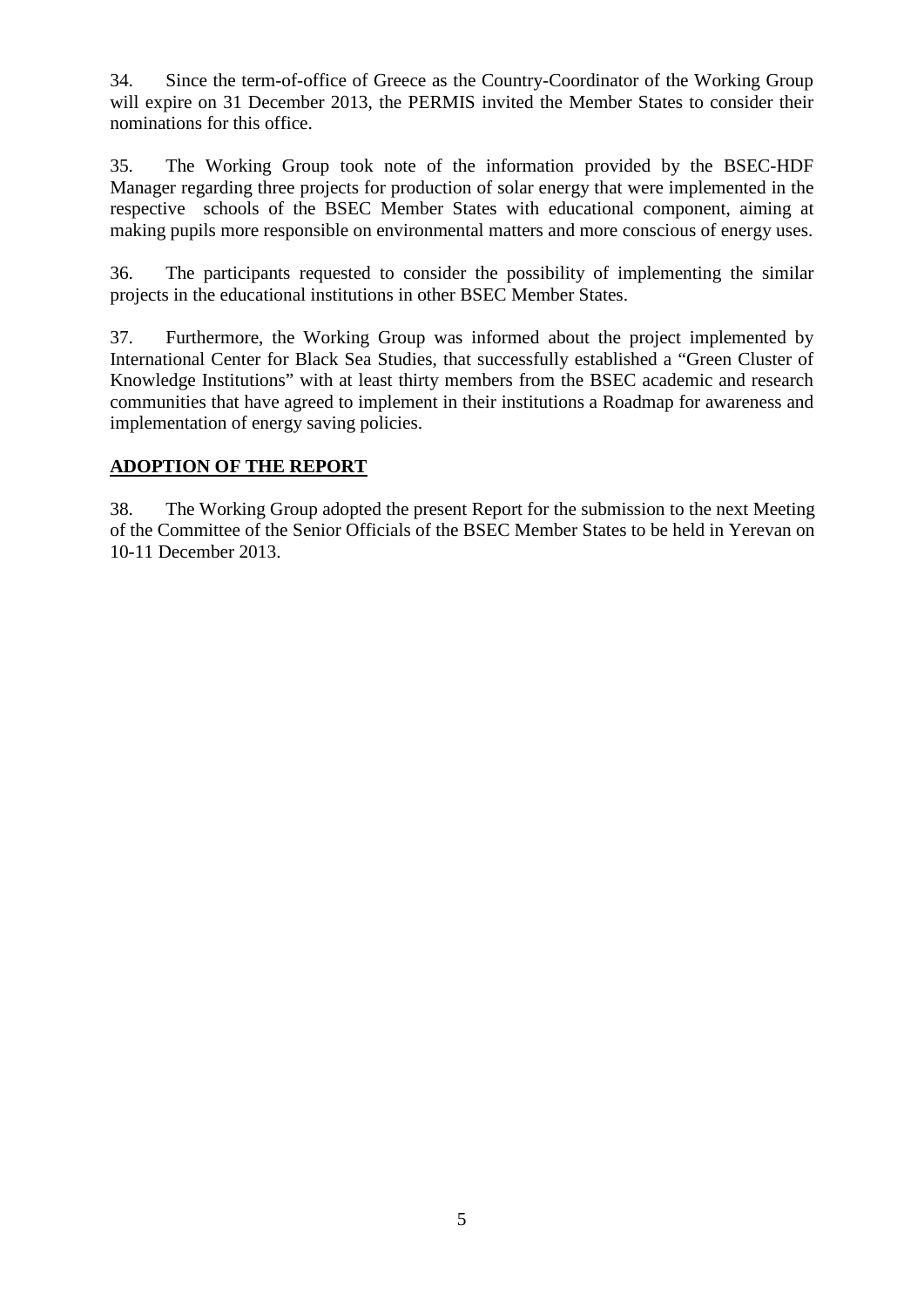34. Since the term-of-office of Greece as the Country-Coordinator of the Working Group will expire on 31 December 2013, the PERMIS invited the Member States to consider their nominations for this office.

35. The Working Group took note of the information provided by the BSEC-HDF Manager regarding three projects for production of solar energy that were implemented in the respective schools of the BSEC Member States with educational component, aiming at making pupils more responsible on environmental matters and more conscious of energy uses.

36. The participants requested to consider the possibility of implementing the similar projects in the educational institutions in other BSEC Member States.

37. Furthermore, the Working Group was informed about the project implemented by International Center for Black Sea Studies, that successfully established a "Green Cluster of Knowledge Institutions" with at least thirty members from the BSEC academic and research communities that have agreed to implement in their institutions a Roadmap for awareness and implementation of energy saving policies.

## **ADOPTION OF THE REPORT**

38. The Working Group adopted the present Report for the submission to the next Meeting of the Committee of the Senior Officials of the BSEC Member States to be held in Yerevan on 10-11 December 2013.